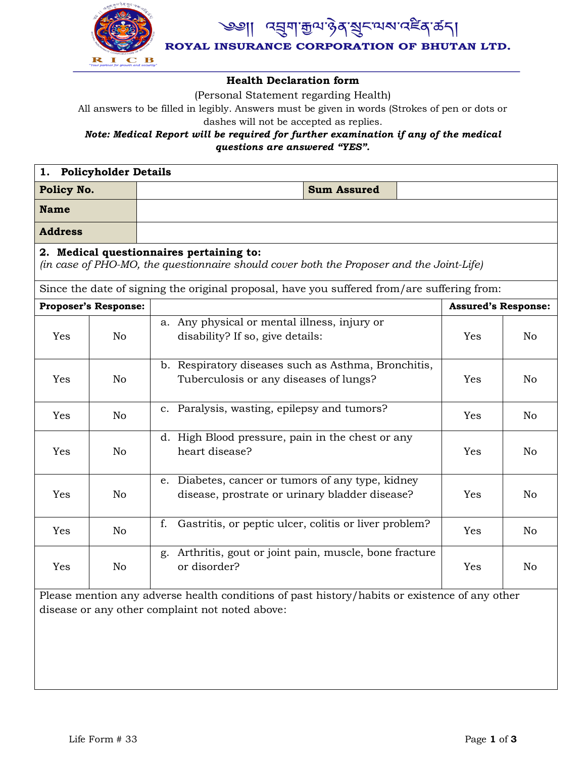ༀ། འབྲུག་རྒྱལ་ཉེན་སྲུང་ལས་འཛིན་ཚད།

**ROYAL INSURANCE CORPORATION OF BHUTAN LTD.**

# Health Declaration form

(Personal Statement regarding Health)

All answers to be filled in legibly. Answers must be given in words (Strokes of pen or dots or dashes will not be accepted as replies.

***Note: Medical Report will be required for further examination if any of the medical questions are answered "YES".***

| **1. Policyholder Details** | | | |
|---|---|---|---|
| **Policy No.** | | **Sum Assured** | |
| **Name** | | | |
| **Address** | | | |

**2. Medical questionnaires pertaining to:**
*(in case of PHO-MO, the questionnaire should cover both the Proposer and the Joint-Life)*

Since the date of signing the original proposal, have you suffered from/are suffering from:

| **Proposer's Response:** | | | **Assured's Response:** | |
|---|---|---|---|---|
| Yes | No | a. Any physical or mental illness, injury or disability? If so, give details: | Yes | No |
| Yes | No | b. Respiratory diseases such as Asthma, Bronchitis, Tuberculosis or any diseases of lungs? | Yes | No |
| Yes | No | c. Paralysis, wasting, epilepsy and tumors? | Yes | No |
| Yes | No | d. High Blood pressure, pain in the chest or any heart disease? | Yes | No |
| Yes | No | e. Diabetes, cancer or tumors of any type, kidney disease, prostrate or urinary bladder disease? | Yes | No |
| Yes | No | f. Gastritis, or peptic ulcer, colitis or liver problem? | Yes | No |
| Yes | No | g. Arthritis, gout or joint pain, muscle, bone fracture or disorder? | Yes | No |

Please mention any adverse health conditions of past history/habits or existence of any other disease or any other complaint not noted above:

Life Form # 33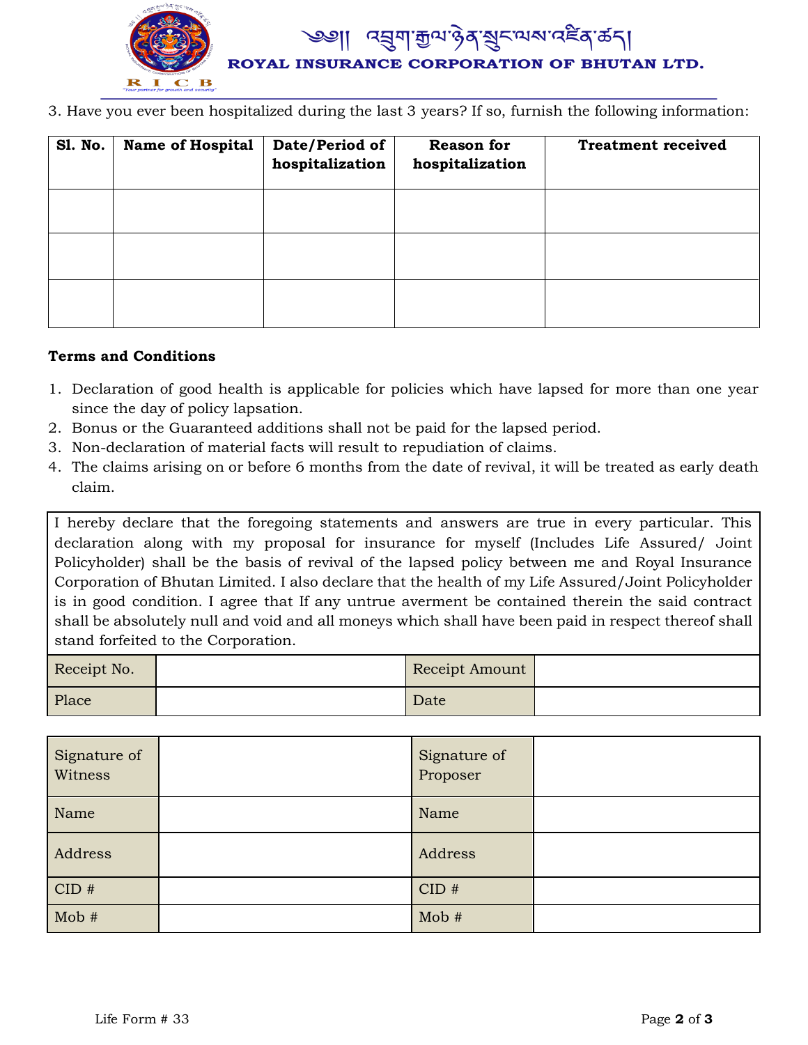3. Have you ever been hospitalized during the last 3 years? If so, furnish the following information:

| Sl. No. | Name of Hospital | Date/Period of hospitalization | Reason for hospitalization | Treatment received |
|---|---|---|---|---|
| | | | | |
| | | | | |
| | | | | |

**Terms and Conditions**

1. Declaration of good health is applicable for policies which have lapsed for more than one year since the day of policy lapsation.
2. Bonus or the Guaranteed additions shall not be paid for the lapsed period.
3. Non-declaration of material facts will result to repudiation of claims.
4. The claims arising on or before 6 months from the date of revival, it will be treated as early death claim.

I hereby declare that the foregoing statements and answers are true in every particular. This declaration along with my proposal for insurance for myself (Includes Life Assured/ Joint Policyholder) shall be the basis of revival of the lapsed policy between me and Royal Insurance Corporation of Bhutan Limited. I also declare that the health of my Life Assured/Joint Policyholder is in good condition. I agree that If any untrue averment be contained therein the said contract shall be absolutely null and void and all moneys which shall have been paid in respect thereof shall stand forfeited to the Corporation.

| Receipt No. | | Receipt Amount | |
|---|---|---|---|
| Place | | Date | |

| Signature of Witness | | Signature of Proposer | |
|---|---|---|---|
| Name | | Name | |
| Address | | Address | |
| CID # | | CID # | |
| Mob # | | Mob # | |

Life Form # 33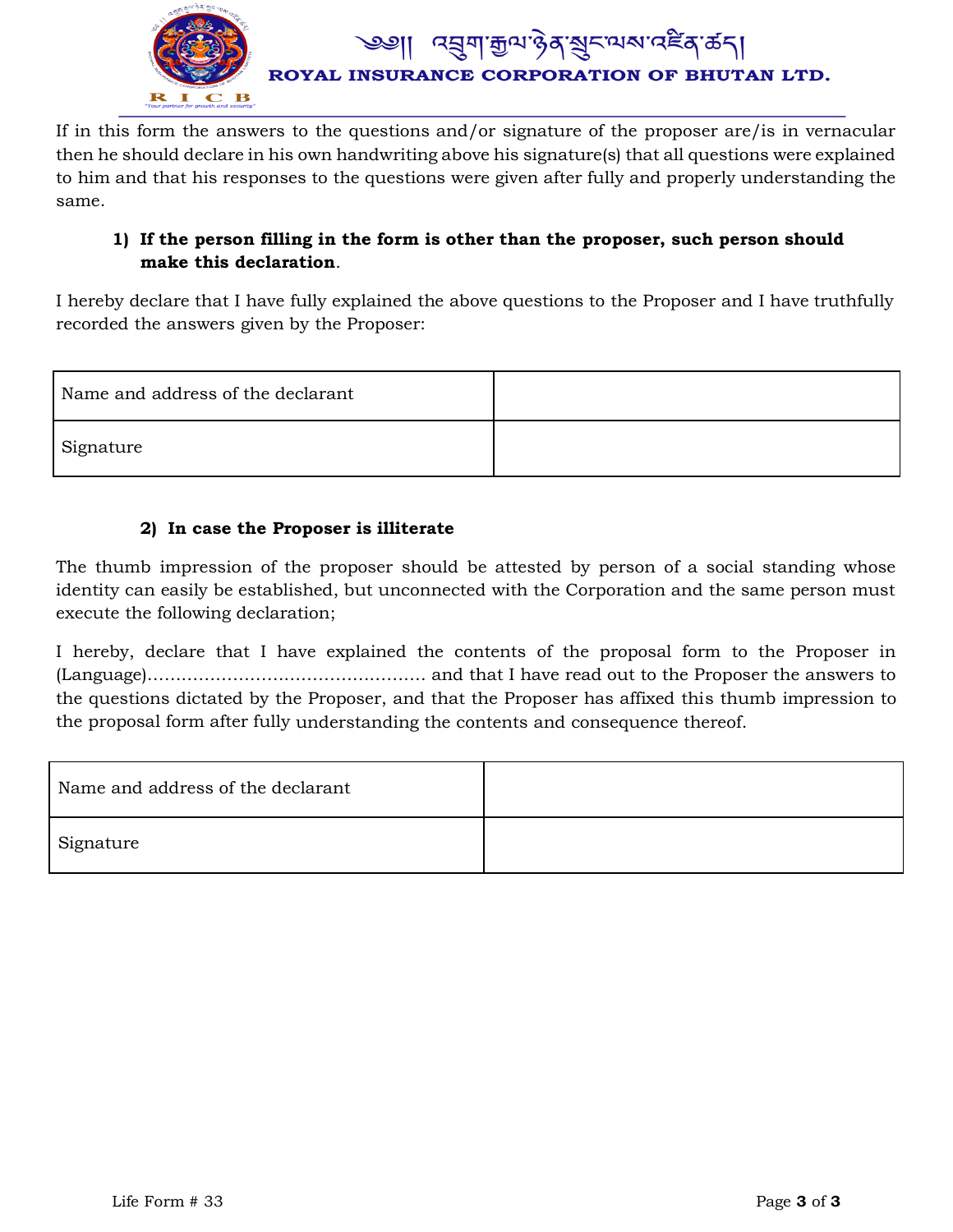If in this form the answers to the questions and/or signature of the proposer are/is in vernacular then he should declare in his own handwriting above his signature(s) that all questions were explained to him and that his responses to the questions were given after fully and properly understanding the same.

**1) If the person filling in the form is other than the proposer, such person should make this declaration**.

I hereby declare that I have fully explained the above questions to the Proposer and I have truthfully recorded the answers given by the Proposer:

| | |
|---|---|
| Name and address of the declarant | |
| Signature | |

**2) In case the Proposer is illiterate**

The thumb impression of the proposer should be attested by person of a social standing whose identity can easily be established, but unconnected with the Corporation and the same person must execute the following declaration;

I hereby, declare that I have explained the contents of the proposal form to the Proposer in (Language)……………………………………………. and that I have read out to the Proposer the answers to the questions dictated by the Proposer, and that the Proposer has affixed this thumb impression to the proposal form after fully understanding the contents and consequence thereof.

| | |
|---|---|
| Name and address of the declarant | |
| Signature | |

Life Form # 33